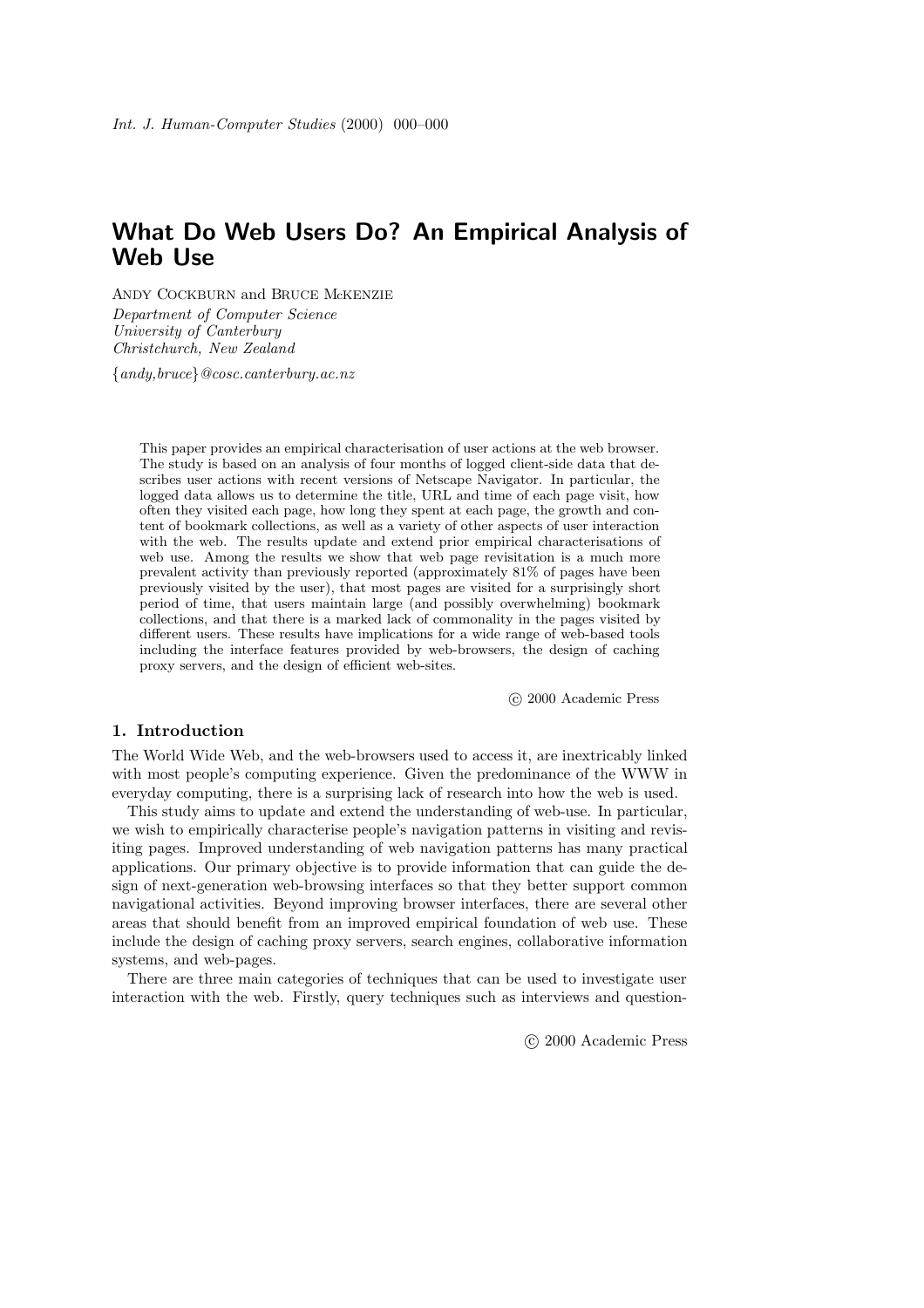# What Do Web Users Do? An Empirical Analysis of Web Use

Andy Cockburn and Bruce McKenzie

*Department of Computer Science*
*University of Canterbury*
*Christchurch, New Zealand*

{*andy,bruce*}*@cosc.canterbury.ac.nz*

This paper provides an empirical characterisation of user actions at the web browser. The study is based on an analysis of four months of logged client-side data that describes user actions with recent versions of Netscape Navigator. In particular, the logged data allows us to determine the title, URL and time of each page visit, how often they visited each page, how long they spent at each page, the growth and content of bookmark collections, as well as a variety of other aspects of user interaction with the web. The results update and extend prior empirical characterisations of web use. Among the results we show that web page revisitation is a much more prevalent activity than previously reported (approximately 81% of pages have been previously visited by the user), that most pages are visited for a surprisingly short period of time, that users maintain large (and possibly overwhelming) bookmark collections, and that there is a marked lack of commonality in the pages visited by different users. These results have implications for a wide range of web-based tools including the interface features provided by web-browsers, the design of caching proxy servers, and the design of efficient web-sites.

© 2000 Academic Press

## 1. Introduction

The World Wide Web, and the web-browsers used to access it, are inextricably linked with most people's computing experience. Given the predominance of the WWW in everyday computing, there is a surprising lack of research into how the web is used.

This study aims to update and extend the understanding of web-use. In particular, we wish to empirically characterise people's navigation patterns in visiting and revisiting pages. Improved understanding of web navigation patterns has many practical applications. Our primary objective is to provide information that can guide the design of next-generation web-browsing interfaces so that they better support common navigational activities. Beyond improving browser interfaces, there are several other areas that should benefit from an improved empirical foundation of web use. These include the design of caching proxy servers, search engines, collaborative information systems, and web-pages.

There are three main categories of techniques that can be used to investigate user interaction with the web. Firstly, query techniques such as interviews and question-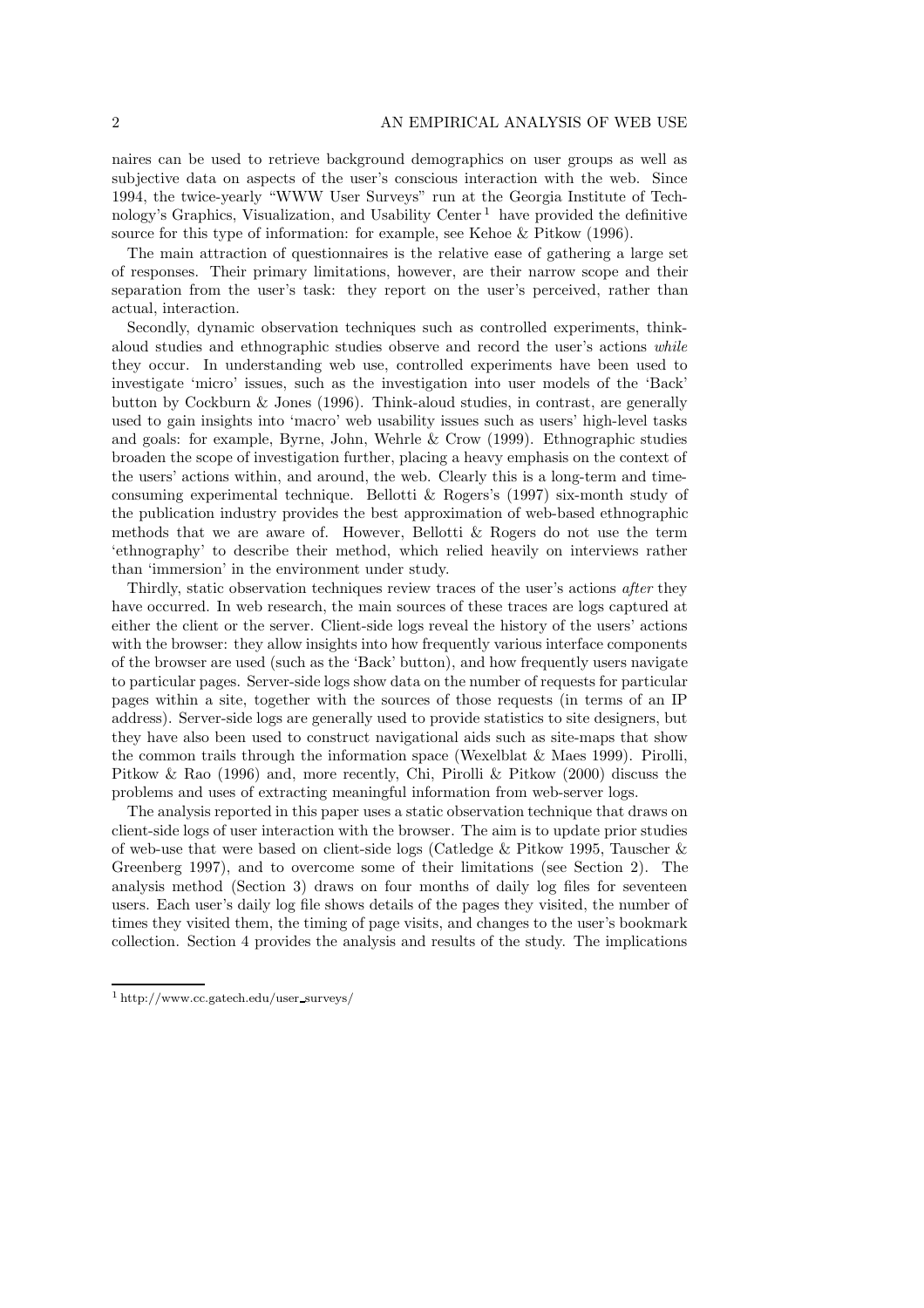naires can be used to retrieve background demographics on user groups as well as subjective data on aspects of the user's conscious interaction with the web. Since 1994, the twice-yearly "WWW User Surveys" run at the Georgia Institute of Technology's Graphics, Visualization, and Usability Center[1] have provided the definitive source for this type of information: for example, see Kehoe & Pitkow (1996).

The main attraction of questionnaires is the relative ease of gathering a large set of responses. Their primary limitations, however, are their narrow scope and their separation from the user's task: they report on the user's perceived, rather than actual, interaction.

Secondly, dynamic observation techniques such as controlled experiments, think-aloud studies and ethnographic studies observe and record the user's actions *while* they occur. In understanding web use, controlled experiments have been used to investigate 'micro' issues, such as the investigation into user models of the 'Back' button by Cockburn & Jones (1996). Think-aloud studies, in contrast, are generally used to gain insights into 'macro' web usability issues such as users' high-level tasks and goals: for example, Byrne, John, Wehrle & Crow (1999). Ethnographic studies broaden the scope of investigation further, placing a heavy emphasis on the context of the users' actions within, and around, the web. Clearly this is a long-term and time-consuming experimental technique. Bellotti & Rogers's (1997) six-month study of the publication industry provides the best approximation of web-based ethnographic methods that we are aware of. However, Bellotti & Rogers do not use the term 'ethnography' to describe their method, which relied heavily on interviews rather than 'immersion' in the environment under study.

Thirdly, static observation techniques review traces of the user's actions *after* they have occurred. In web research, the main sources of these traces are logs captured at either the client or the server. Client-side logs reveal the history of the users' actions with the browser: they allow insights into how frequently various interface components of the browser are used (such as the 'Back' button), and how frequently users navigate to particular pages. Server-side logs show data on the number of requests for particular pages within a site, together with the sources of those requests (in terms of an IP address). Server-side logs are generally used to provide statistics to site designers, but they have also been used to construct navigational aids such as site-maps that show the common trails through the information space (Wexelblat & Maes 1999). Pirolli, Pitkow & Rao (1996) and, more recently, Chi, Pirolli & Pitkow (2000) discuss the problems and uses of extracting meaningful information from web-server logs.

The analysis reported in this paper uses a static observation technique that draws on client-side logs of user interaction with the browser. The aim is to update prior studies of web-use that were based on client-side logs (Catledge & Pitkow 1995, Tauscher & Greenberg 1997), and to overcome some of their limitations (see Section 2). The analysis method (Section 3) draws on four months of daily log files for seventeen users. Each user's daily log file shows details of the pages they visited, the number of times they visited them, the timing of page visits, and changes to the user's bookmark collection. Section 4 provides the analysis and results of the study. The implications

[1] http://www.cc.gatech.edu/user_surveys/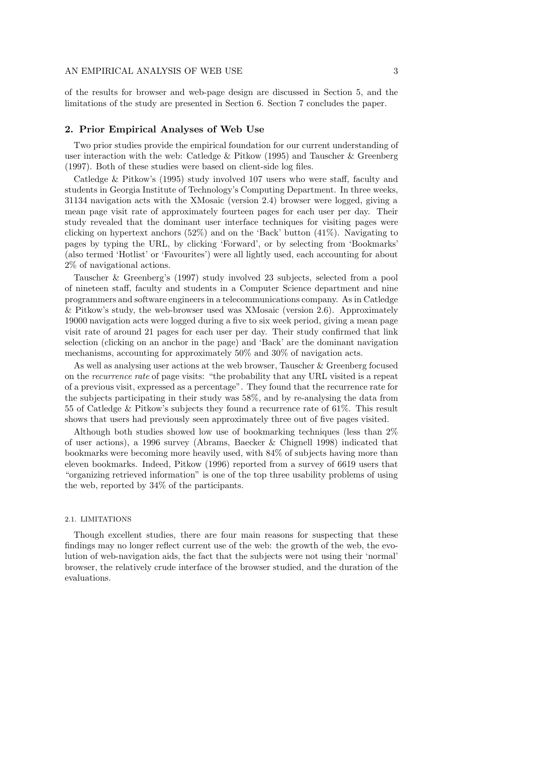of the results for browser and web-page design are discussed in Section 5, and the limitations of the study are presented in Section 6. Section 7 concludes the paper.

## 2. Prior Empirical Analyses of Web Use

Two prior studies provide the empirical foundation for our current understanding of user interaction with the web: Catledge & Pitkow (1995) and Tauscher & Greenberg (1997). Both of these studies were based on client-side log files.

Catledge & Pitkow's (1995) study involved 107 users who were staff, faculty and students in Georgia Institute of Technology's Computing Department. In three weeks, 31134 navigation acts with the XMosaic (version 2.4) browser were logged, giving a mean page visit rate of approximately fourteen pages for each user per day. Their study revealed that the dominant user interface techniques for visiting pages were clicking on hypertext anchors (52%) and on the 'Back' button (41%). Navigating to pages by typing the URL, by clicking 'Forward', or by selecting from 'Bookmarks' (also termed 'Hotlist' or 'Favourites') were all lightly used, each accounting for about 2% of navigational actions.

Tauscher & Greenberg's (1997) study involved 23 subjects, selected from a pool of nineteen staff, faculty and students in a Computer Science department and nine programmers and software engineers in a telecommunications company. As in Catledge & Pitkow's study, the web-browser used was XMosaic (version 2.6). Approximately 19000 navigation acts were logged during a five to six week period, giving a mean page visit rate of around 21 pages for each user per day. Their study confirmed that link selection (clicking on an anchor in the page) and 'Back' are the dominant navigation mechanisms, accounting for approximately 50% and 30% of navigation acts.

As well as analysing user actions at the web browser, Tauscher & Greenberg focused on the *recurrence rate* of page visits: "the probability that any URL visited is a repeat of a previous visit, expressed as a percentage". They found that the recurrence rate for the subjects participating in their study was 58%, and by re-analysing the data from 55 of Catledge & Pitkow's subjects they found a recurrence rate of 61%. This result shows that users had previously seen approximately three out of five pages visited.

Although both studies showed low use of bookmarking techniques (less than 2% of user actions), a 1996 survey (Abrams, Baecker & Chignell 1998) indicated that bookmarks were becoming more heavily used, with 84% of subjects having more than eleven bookmarks. Indeed, Pitkow (1996) reported from a survey of 6619 users that "organizing retrieved information" is one of the top three usability problems of using the web, reported by 34% of the participants.

### 2.1. LIMITATIONS

Though excellent studies, there are four main reasons for suspecting that these findings may no longer reflect current use of the web: the growth of the web, the evolution of web-navigation aids, the fact that the subjects were not using their 'normal' browser, the relatively crude interface of the browser studied, and the duration of the evaluations.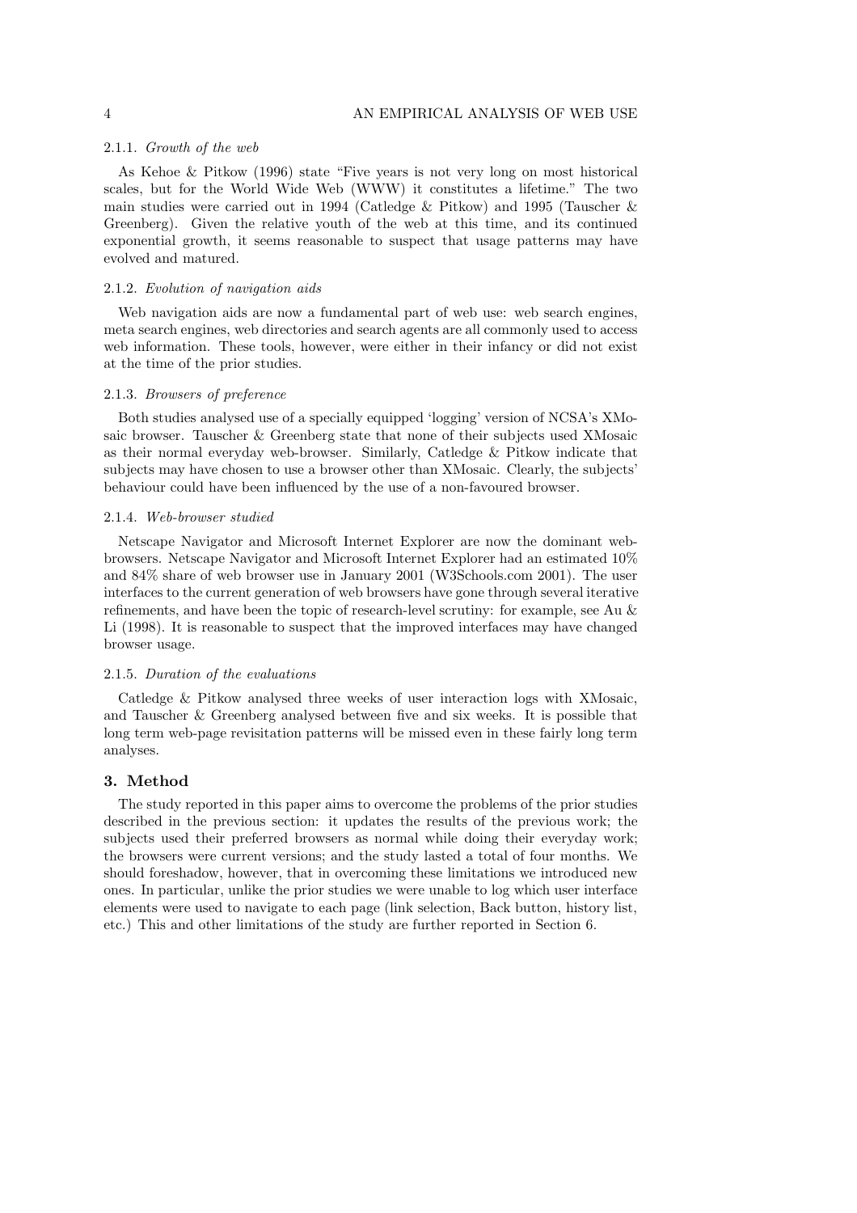#### 2.1.1. *Growth of the web*

As Kehoe & Pitkow (1996) state "Five years is not very long on most historical scales, but for the World Wide Web (WWW) it constitutes a lifetime." The two main studies were carried out in 1994 (Catledge & Pitkow) and 1995 (Tauscher & Greenberg). Given the relative youth of the web at this time, and its continued exponential growth, it seems reasonable to suspect that usage patterns may have evolved and matured.

#### 2.1.2. *Evolution of navigation aids*

Web navigation aids are now a fundamental part of web use: web search engines, meta search engines, web directories and search agents are all commonly used to access web information. These tools, however, were either in their infancy or did not exist at the time of the prior studies.

#### 2.1.3. *Browsers of preference*

Both studies analysed use of a specially equipped 'logging' version of NCSA's XMosaic browser. Tauscher & Greenberg state that none of their subjects used XMosaic as their normal everyday web-browser. Similarly, Catledge & Pitkow indicate that subjects may have chosen to use a browser other than XMosaic. Clearly, the subjects' behaviour could have been influenced by the use of a non-favoured browser.

#### 2.1.4. *Web-browser studied*

Netscape Navigator and Microsoft Internet Explorer are now the dominant web-browsers. Netscape Navigator and Microsoft Internet Explorer had an estimated 10% and 84% share of web browser use in January 2001 (W3Schools.com 2001). The user interfaces to the current generation of web browsers have gone through several iterative refinements, and have been the topic of research-level scrutiny: for example, see Au & Li (1998). It is reasonable to suspect that the improved interfaces may have changed browser usage.

#### 2.1.5. *Duration of the evaluations*

Catledge & Pitkow analysed three weeks of user interaction logs with XMosaic, and Tauscher & Greenberg analysed between five and six weeks. It is possible that long term web-page revisitation patterns will be missed even in these fairly long term analyses.

## 3. Method

The study reported in this paper aims to overcome the problems of the prior studies described in the previous section: it updates the results of the previous work; the subjects used their preferred browsers as normal while doing their everyday work; the browsers were current versions; and the study lasted a total of four months. We should foreshadow, however, that in overcoming these limitations we introduced new ones. In particular, unlike the prior studies we were unable to log which user interface elements were used to navigate to each page (link selection, Back button, history list, etc.) This and other limitations of the study are further reported in Section 6.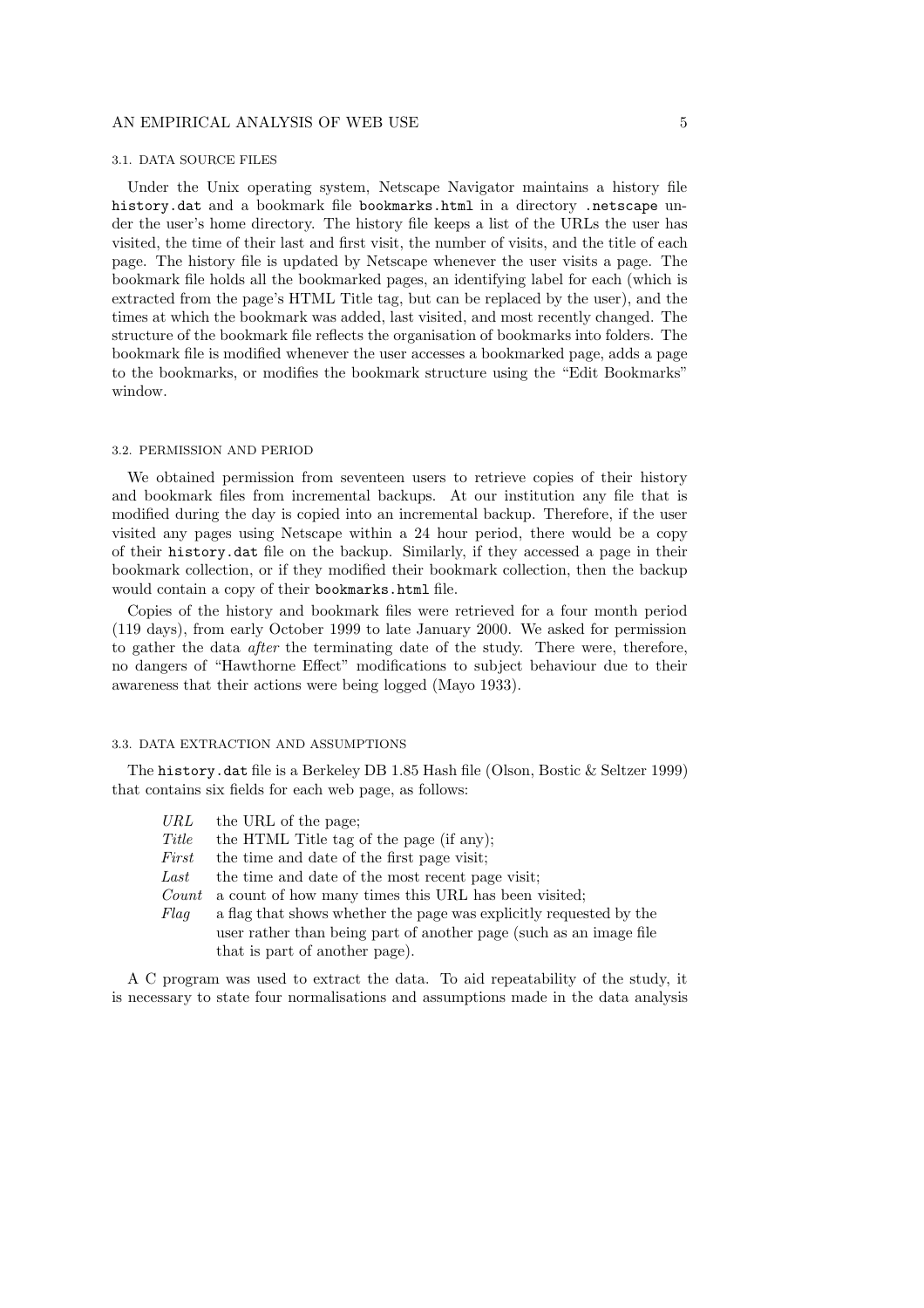### 3.1. DATA SOURCE FILES

Under the Unix operating system, Netscape Navigator maintains a history file `history.dat` and a bookmark file `bookmarks.html` in a directory `.netscape` under the user's home directory. The history file keeps a list of the URLs the user has visited, the time of their last and first visit, the number of visits, and the title of each page. The history file is updated by Netscape whenever the user visits a page. The bookmark file holds all the bookmarked pages, an identifying label for each (which is extracted from the page's HTML Title tag, but can be replaced by the user), and the times at which the bookmark was added, last visited, and most recently changed. The structure of the bookmark file reflects the organisation of bookmarks into folders. The bookmark file is modified whenever the user accesses a bookmarked page, adds a page to the bookmarks, or modifies the bookmark structure using the "Edit Bookmarks" window.

### 3.2. PERMISSION AND PERIOD

We obtained permission from seventeen users to retrieve copies of their history and bookmark files from incremental backups. At our institution any file that is modified during the day is copied into an incremental backup. Therefore, if the user visited any pages using Netscape within a 24 hour period, there would be a copy of their `history.dat` file on the backup. Similarly, if they accessed a page in their bookmark collection, or if they modified their bookmark collection, then the backup would contain a copy of their `bookmarks.html` file.

Copies of the history and bookmark files were retrieved for a four month period (119 days), from early October 1999 to late January 2000. We asked for permission to gather the data *after* the terminating date of the study. There were, therefore, no dangers of "Hawthorne Effect" modifications to subject behaviour due to their awareness that their actions were being logged (Mayo 1933).

### 3.3. DATA EXTRACTION AND ASSUMPTIONS

The `history.dat` file is a Berkeley DB 1.85 Hash file (Olson, Bostic & Seltzer 1999) that contains six fields for each web page, as follows:

- *URL* — the URL of the page;
- *Title* — the HTML Title tag of the page (if any);
- *First* — the time and date of the first page visit;
- *Last* — the time and date of the most recent page visit;
- *Count* — a count of how many times this URL has been visited;
- *Flag* — a flag that shows whether the page was explicitly requested by the user rather than being part of another page (such as an image file that is part of another page).

A C program was used to extract the data. To aid repeatability of the study, it is necessary to state four normalisations and assumptions made in the data analysis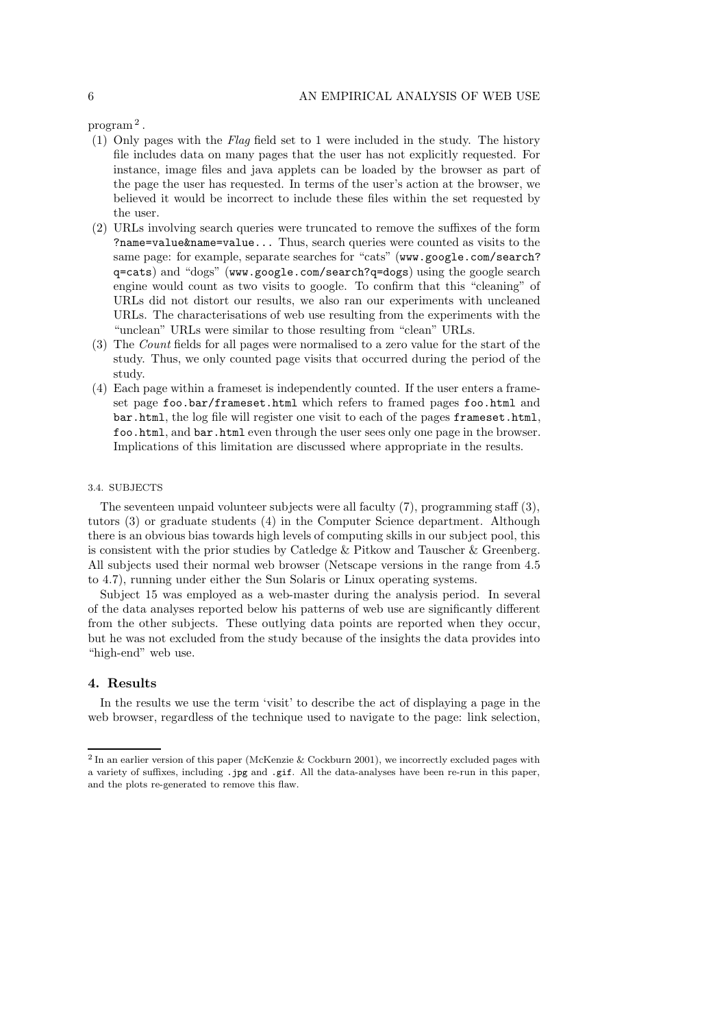program[2].

(1) Only pages with the *Flag* field set to 1 were included in the study. The history file includes data on many pages that the user has not explicitly requested. For instance, image files and java applets can be loaded by the browser as part of the page the user has requested. In terms of the user's action at the browser, we believed it would be incorrect to include these files within the set requested by the user.
(2) URLs involving search queries were truncated to remove the suffixes of the form `?name=value&name=value...` Thus, search queries were counted as visits to the same page: for example, separate searches for "cats" (`www.google.com/search?q=cats`) and "dogs" (`www.google.com/search?q=dogs`) using the google search engine would count as two visits to google. To confirm that this "cleaning" of URLs did not distort our results, we also ran our experiments with uncleaned URLs. The characterisations of web use resulting from the experiments with the "unclean" URLs were similar to those resulting from "clean" URLs.
(3) The *Count* fields for all pages were normalised to a zero value for the start of the study. Thus, we only counted page visits that occurred during the period of the study.
(4) Each page within a frameset is independently counted. If the user enters a frameset page `foo.bar/frameset.html` which refers to framed pages `foo.html` and `bar.html`, the log file will register one visit to each of the pages `frameset.html`, `foo.html`, and `bar.html` even through the user sees only one page in the browser. Implications of this limitation are discussed where appropriate in the results.

### 3.4. SUBJECTS

The seventeen unpaid volunteer subjects were all faculty (7), programming staff (3), tutors (3) or graduate students (4) in the Computer Science department. Although there is an obvious bias towards high levels of computing skills in our subject pool, this is consistent with the prior studies by Catledge & Pitkow and Tauscher & Greenberg. All subjects used their normal web browser (Netscape versions in the range from 4.5 to 4.7), running under either the Sun Solaris or Linux operating systems.

Subject 15 was employed as a web-master during the analysis period. In several of the data analyses reported below his patterns of web use are significantly different from the other subjects. These outlying data points are reported when they occur, but he was not excluded from the study because of the insights the data provides into "high-end" web use.

## 4. Results

In the results we use the term 'visit' to describe the act of displaying a page in the web browser, regardless of the technique used to navigate to the page: link selection,

---

[2] In an earlier version of this paper (McKenzie & Cockburn 2001), we incorrectly excluded pages with a variety of suffixes, including `.jpg` and `.gif`. All the data-analyses have been re-run in this paper, and the plots re-generated to remove this flaw.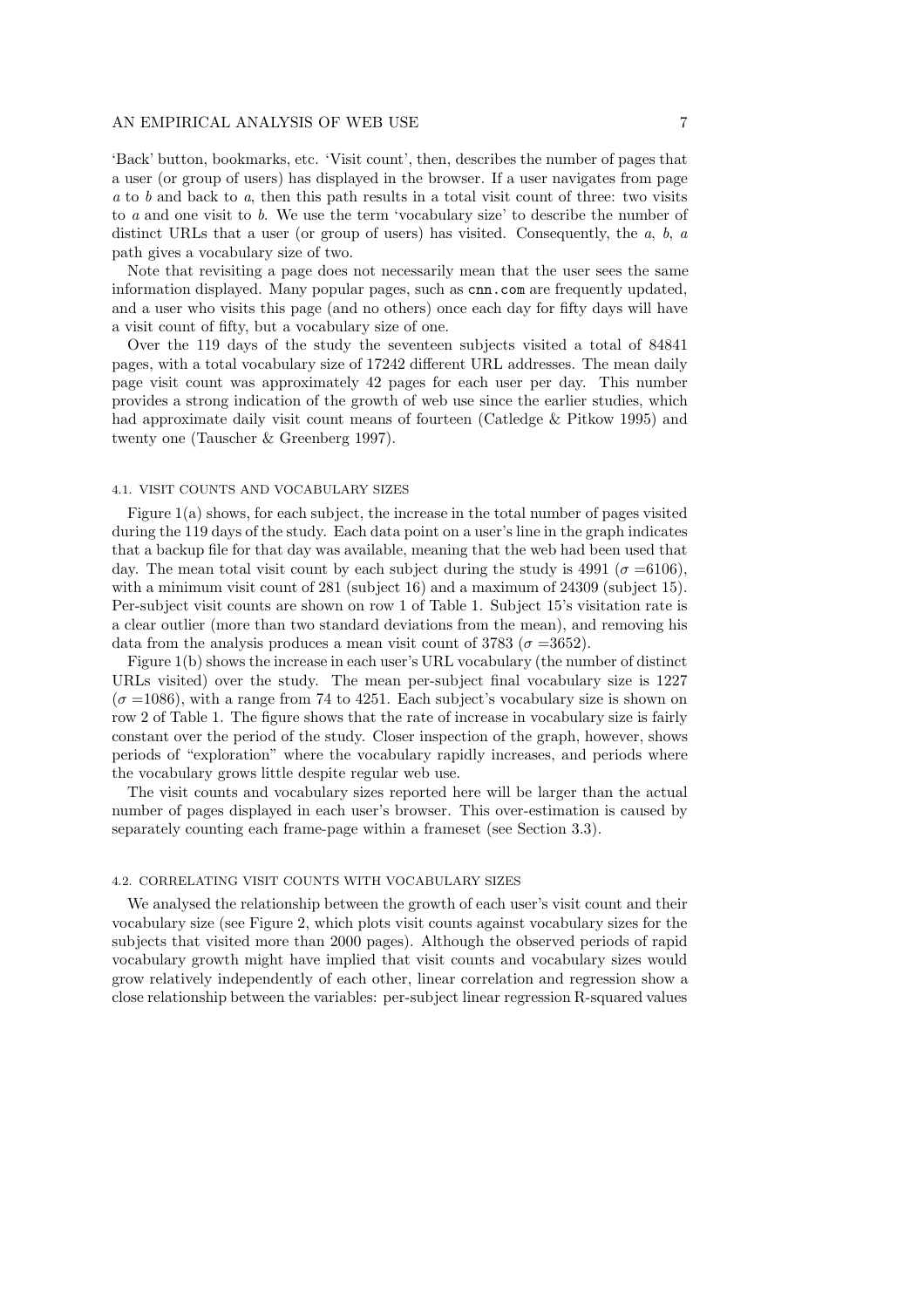'Back' button, bookmarks, etc. 'Visit count', then, describes the number of pages that a user (or group of users) has displayed in the browser. If a user navigates from page *a* to *b* and back to *a*, then this path results in a total visit count of three: two visits to *a* and one visit to *b*. We use the term 'vocabulary size' to describe the number of distinct URLs that a user (or group of users) has visited. Consequently, the *a*, *b*, *a* path gives a vocabulary size of two.

Note that revisiting a page does not necessarily mean that the user sees the same information displayed. Many popular pages, such as `cnn.com` are frequently updated, and a user who visits this page (and no others) once each day for fifty days will have a visit count of fifty, but a vocabulary size of one.

Over the 119 days of the study the seventeen subjects visited a total of 84841 pages, with a total vocabulary size of 17242 different URL addresses. The mean daily page visit count was approximately 42 pages for each user per day. This number provides a strong indication of the growth of web use since the earlier studies, which had approximate daily visit count means of fourteen (Catledge & Pitkow 1995) and twenty one (Tauscher & Greenberg 1997).

### 4.1. Visit counts and vocabulary sizes

Figure 1(a) shows, for each subject, the increase in the total number of pages visited during the 119 days of the study. Each data point on a user's line in the graph indicates that a backup file for that day was available, meaning that the web had been used that day. The mean total visit count by each subject during the study is 4991 ($\sigma = 6106$), with a minimum visit count of 281 (subject 16) and a maximum of 24309 (subject 15). Per-subject visit counts are shown on row 1 of Table 1. Subject 15's visitation rate is a clear outlier (more than two standard deviations from the mean), and removing his data from the analysis produces a mean visit count of 3783 ($\sigma = 3652$).

Figure 1(b) shows the increase in each user's URL vocabulary (the number of distinct URLs visited) over the study. The mean per-subject final vocabulary size is 1227 ($\sigma = 1086$), with a range from 74 to 4251. Each subject's vocabulary size is shown on row 2 of Table 1. The figure shows that the rate of increase in vocabulary size is fairly constant over the period of the study. Closer inspection of the graph, however, shows periods of "exploration" where the vocabulary rapidly increases, and periods where the vocabulary grows little despite regular web use.

The visit counts and vocabulary sizes reported here will be larger than the actual number of pages displayed in each user's browser. This over-estimation is caused by separately counting each frame-page within a frameset (see Section 3.3).

### 4.2. Correlating visit counts with vocabulary sizes

We analysed the relationship between the growth of each user's visit count and their vocabulary size (see Figure 2, which plots visit counts against vocabulary sizes for the subjects that visited more than 2000 pages). Although the observed periods of rapid vocabulary growth might have implied that visit counts and vocabulary sizes would grow relatively independently of each other, linear correlation and regression show a close relationship between the variables: per-subject linear regression R-squared values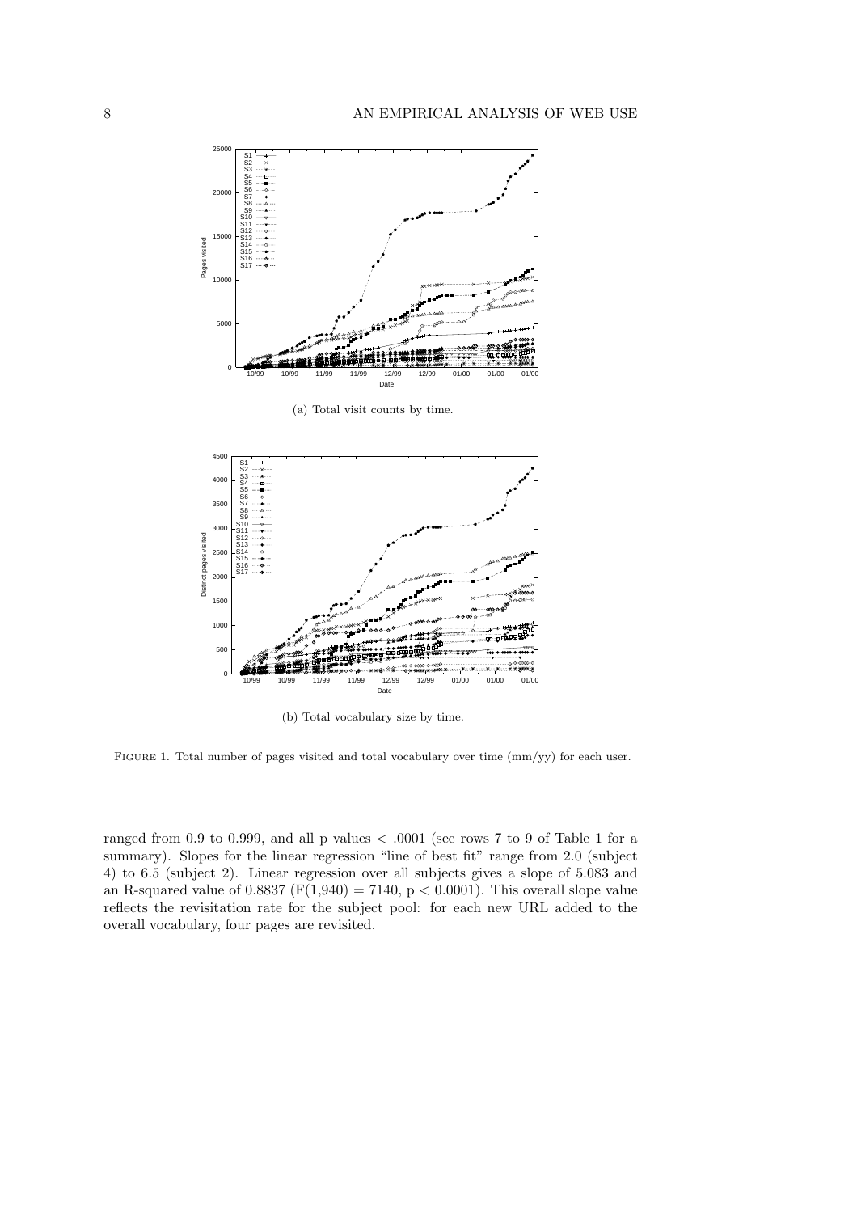(a) Total visit counts by time.

(b) Total vocabulary size by time.

FIGURE 1. Total number of pages visited and total vocabulary over time (mm/yy) for each user.

ranged from 0.9 to 0.999, and all p values $< .0001$ (see rows 7 to 9 of Table 1 for a summary). Slopes for the linear regression "line of best fit" range from 2.0 (subject 4) to 6.5 (subject 2). Linear regression over all subjects gives a slope of 5.083 and an R-squared value of 0.8837 ($F(1,940) = 7140$, $p < 0.0001$). This overall slope value reflects the revisitation rate for the subject pool: for each new URL added to the overall vocabulary, four pages are revisited.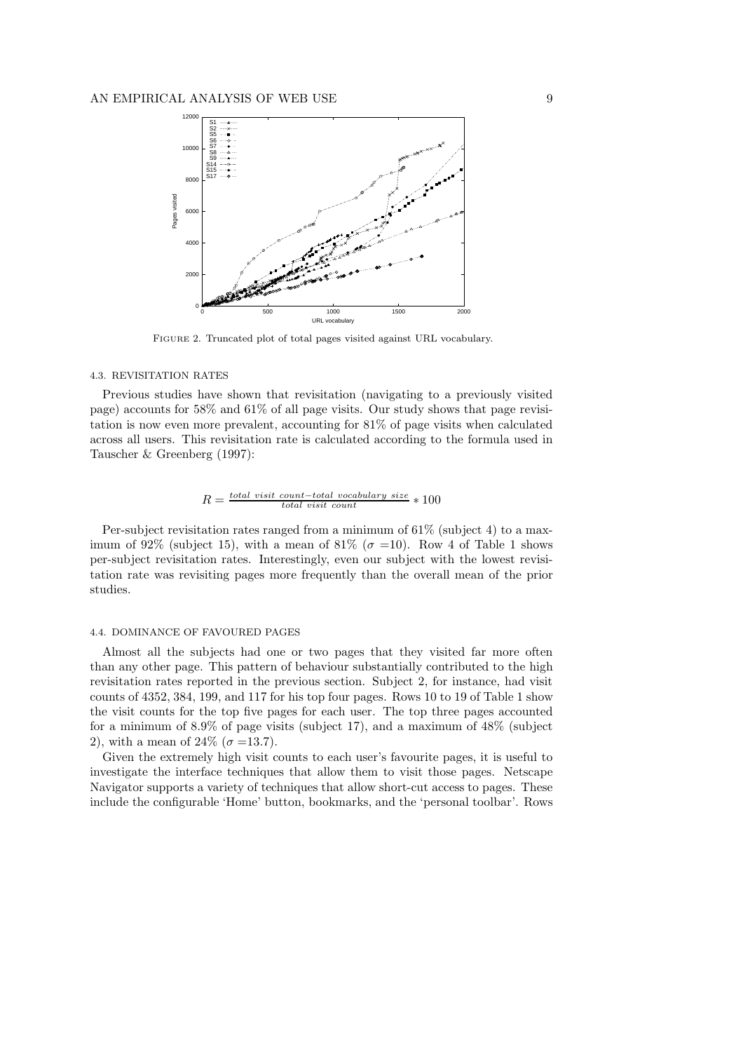FIGURE 2. Truncated plot of total pages visited against URL vocabulary.

### 4.3. REVISITATION RATES

Previous studies have shown that revisitation (navigating to a previously visited page) accounts for 58% and 61% of all page visits. Our study shows that page revisitation is now even more prevalent, accounting for 81% of page visits when calculated across all users. This revisitation rate is calculated according to the formula used in Tauscher & Greenberg (1997):

$$R = \frac{total\ visit\ count - total\ vocabulary\ size}{total\ visit\ count} * 100$$

Per-subject revisitation rates ranged from a minimum of 61% (subject 4) to a maximum of 92% (subject 15), with a mean of 81% ($\sigma$ =10). Row 4 of Table 1 shows per-subject revisitation rates. Interestingly, even our subject with the lowest revisitation rate was revisiting pages more frequently than the overall mean of the prior studies.

### 4.4. DOMINANCE OF FAVOURED PAGES

Almost all the subjects had one or two pages that they visited far more often than any other page. This pattern of behaviour substantially contributed to the high revisitation rates reported in the previous section. Subject 2, for instance, had visit counts of 4352, 384, 199, and 117 for his top four pages. Rows 10 to 19 of Table 1 show the visit counts for the top five pages for each user. The top three pages accounted for a minimum of 8.9% of page visits (subject 17), and a maximum of 48% (subject 2), with a mean of 24% ($\sigma$ =13.7).

Given the extremely high visit counts to each user's favourite pages, it is useful to investigate the interface techniques that allow them to visit those pages. Netscape Navigator supports a variety of techniques that allow short-cut access to pages. These include the configurable 'Home' button, bookmarks, and the 'personal toolbar'. Rows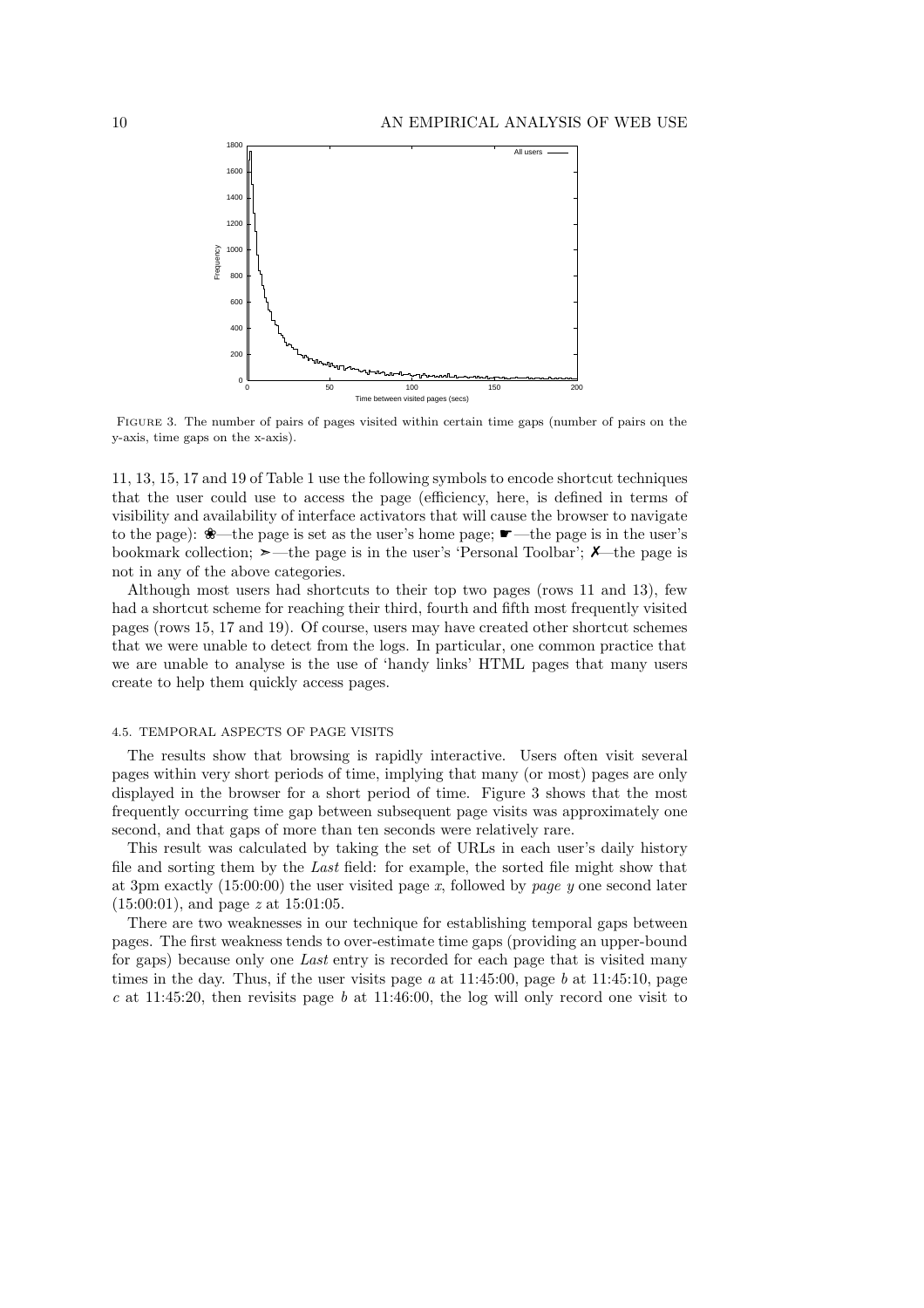FIGURE 3. The number of pairs of pages visited within certain time gaps (number of pairs on the y-axis, time gaps on the x-axis).

11, 13, 15, 17 and 19 of Table 1 use the following symbols to encode shortcut techniques that the user could use to access the page (efficiency, here, is defined in terms of visibility and availability of interface activators that will cause the browser to navigate to the page): ❀—the page is set as the user's home page; ☛—the page is in the user's bookmark collection; ➢—the page is in the user's 'Personal Toolbar'; ✗—the page is not in any of the above categories.

Although most users had shortcuts to their top two pages (rows 11 and 13), few had a shortcut scheme for reaching their third, fourth and fifth most frequently visited pages (rows 15, 17 and 19). Of course, users may have created other shortcut schemes that we were unable to detect from the logs. In particular, one common practice that we are unable to analyse is the use of 'handy links' HTML pages that many users create to help them quickly access pages.

### 4.5. TEMPORAL ASPECTS OF PAGE VISITS

The results show that browsing is rapidly interactive. Users often visit several pages within very short periods of time, implying that many (or most) pages are only displayed in the browser for a short period of time. Figure 3 shows that the most frequently occurring time gap between subsequent page visits was approximately one second, and that gaps of more than ten seconds were relatively rare.

This result was calculated by taking the set of URLs in each user's daily history file and sorting them by the *Last* field: for example, the sorted file might show that at 3pm exactly (15:00:00) the user visited page $x$, followed by *page* $y$ one second later (15:00:01), and page $z$ at 15:01:05.

There are two weaknesses in our technique for establishing temporal gaps between pages. The first weakness tends to over-estimate time gaps (providing an upper-bound for gaps) because only one *Last* entry is recorded for each page that is visited many times in the day. Thus, if the user visits page $a$ at 11:45:00, page $b$ at 11:45:10, page $c$ at 11:45:20, then revisits page $b$ at 11:46:00, the log will only record one visit to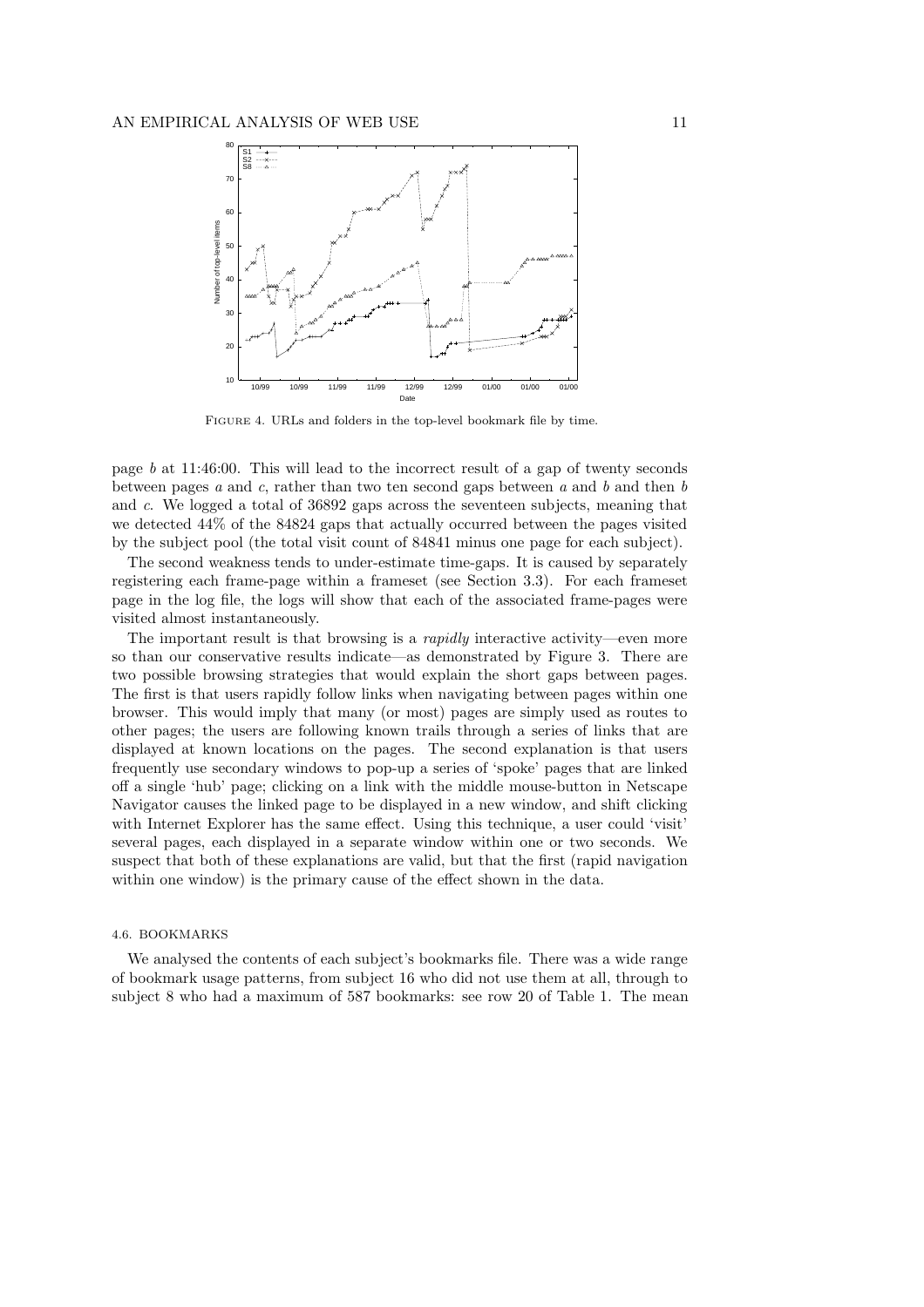FIGURE 4. URLs and folders in the top-level bookmark file by time.

page $b$ at 11:46:00. This will lead to the incorrect result of a gap of twenty seconds between pages $a$ and $c$, rather than two ten second gaps between $a$ and $b$ and then $b$ and $c$. We logged a total of 36892 gaps across the seventeen subjects, meaning that we detected 44% of the 84824 gaps that actually occurred between the pages visited by the subject pool (the total visit count of 84841 minus one page for each subject).

The second weakness tends to under-estimate time-gaps. It is caused by separately registering each frame-page within a frameset (see Section 3.3). For each frameset page in the log file, the logs will show that each of the associated frame-pages were visited almost instantaneously.

The important result is that browsing is a *rapidly* interactive activity—even more so than our conservative results indicate—as demonstrated by Figure 3. There are two possible browsing strategies that would explain the short gaps between pages. The first is that users rapidly follow links when navigating between pages within one browser. This would imply that many (or most) pages are simply used as routes to other pages; the users are following known trails through a series of links that are displayed at known locations on the pages. The second explanation is that users frequently use secondary windows to pop-up a series of 'spoke' pages that are linked off a single 'hub' page; clicking on a link with the middle mouse-button in Netscape Navigator causes the linked page to be displayed in a new window, and shift clicking with Internet Explorer has the same effect. Using this technique, a user could 'visit' several pages, each displayed in a separate window within one or two seconds. We suspect that both of these explanations are valid, but that the first (rapid navigation within one window) is the primary cause of the effect shown in the data.

#### 4.6. BOOKMARKS

We analysed the contents of each subject's bookmarks file. There was a wide range of bookmark usage patterns, from subject 16 who did not use them at all, through to subject 8 who had a maximum of 587 bookmarks: see row 20 of Table 1. The mean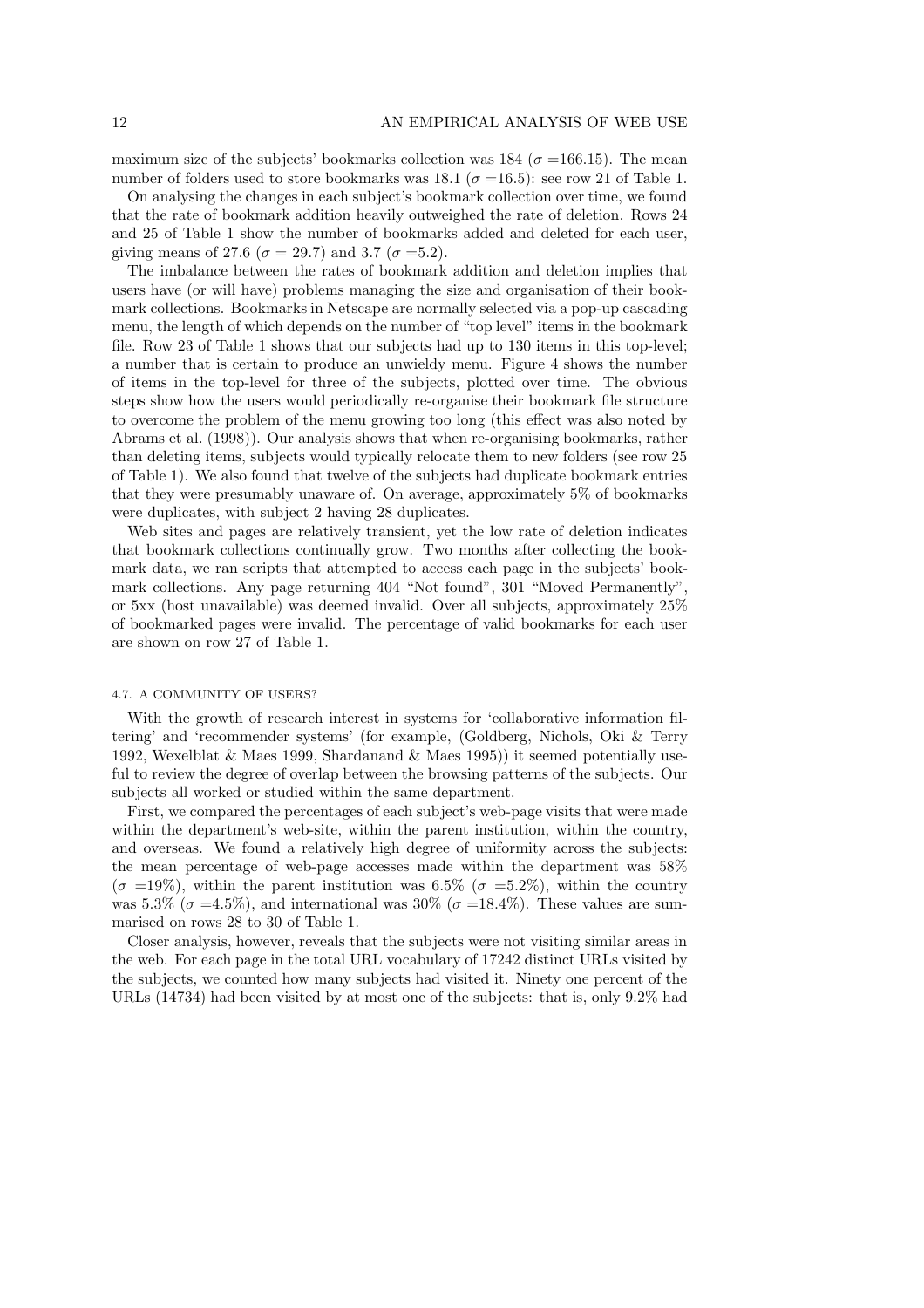maximum size of the subjects' bookmarks collection was 184 ($\sigma$ =166.15). The mean number of folders used to store bookmarks was 18.1 ($\sigma$ =16.5): see row 21 of Table 1.

On analysing the changes in each subject's bookmark collection over time, we found that the rate of bookmark addition heavily outweighed the rate of deletion. Rows 24 and 25 of Table 1 show the number of bookmarks added and deleted for each user, giving means of 27.6 ($\sigma$ = 29.7) and 3.7 ($\sigma$ =5.2).

The imbalance between the rates of bookmark addition and deletion implies that users have (or will have) problems managing the size and organisation of their bookmark collections. Bookmarks in Netscape are normally selected via a pop-up cascading menu, the length of which depends on the number of "top level" items in the bookmark file. Row 23 of Table 1 shows that our subjects had up to 130 items in this top-level; a number that is certain to produce an unwieldy menu. Figure 4 shows the number of items in the top-level for three of the subjects, plotted over time. The obvious steps show how the users would periodically re-organise their bookmark file structure to overcome the problem of the menu growing too long (this effect was also noted by Abrams et al. (1998)). Our analysis shows that when re-organising bookmarks, rather than deleting items, subjects would typically relocate them to new folders (see row 25 of Table 1). We also found that twelve of the subjects had duplicate bookmark entries that they were presumably unaware of. On average, approximately 5% of bookmarks were duplicates, with subject 2 having 28 duplicates.

Web sites and pages are relatively transient, yet the low rate of deletion indicates that bookmark collections continually grow. Two months after collecting the bookmark data, we ran scripts that attempted to access each page in the subjects' bookmark collections. Any page returning 404 "Not found", 301 "Moved Permanently", or 5xx (host unavailable) was deemed invalid. Over all subjects, approximately 25% of bookmarked pages were invalid. The percentage of valid bookmarks for each user are shown on row 27 of Table 1.

#### 4.7. A COMMUNITY OF USERS?

With the growth of research interest in systems for 'collaborative information filtering' and 'recommender systems' (for example, (Goldberg, Nichols, Oki & Terry 1992, Wexelblat & Maes 1999, Shardanand & Maes 1995)) it seemed potentially useful to review the degree of overlap between the browsing patterns of the subjects. Our subjects all worked or studied within the same department.

First, we compared the percentages of each subject's web-page visits that were made within the department's web-site, within the parent institution, within the country, and overseas. We found a relatively high degree of uniformity across the subjects: the mean percentage of web-page accesses made within the department was 58% ($\sigma$ =19%), within the parent institution was 6.5% ($\sigma$ =5.2%), within the country was 5.3% ($\sigma$ =4.5%), and international was 30% ($\sigma$ =18.4%). These values are summarised on rows 28 to 30 of Table 1.

Closer analysis, however, reveals that the subjects were not visiting similar areas in the web. For each page in the total URL vocabulary of 17242 distinct URLs visited by the subjects, we counted how many subjects had visited it. Ninety one percent of the URLs (14734) had been visited by at most one of the subjects: that is, only 9.2% had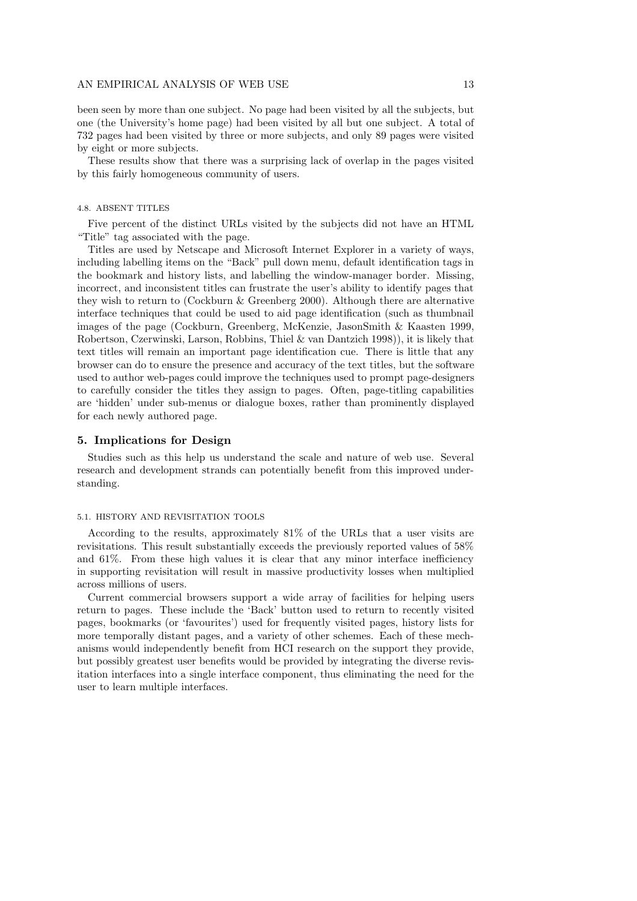been seen by more than one subject. No page had been visited by all the subjects, but one (the University's home page) had been visited by all but one subject. A total of 732 pages had been visited by three or more subjects, and only 89 pages were visited by eight or more subjects.

These results show that there was a surprising lack of overlap in the pages visited by this fairly homogeneous community of users.

### 4.8. ABSENT TITLES

Five percent of the distinct URLs visited by the subjects did not have an HTML "Title" tag associated with the page.

Titles are used by Netscape and Microsoft Internet Explorer in a variety of ways, including labelling items on the "Back" pull down menu, default identification tags in the bookmark and history lists, and labelling the window-manager border. Missing, incorrect, and inconsistent titles can frustrate the user's ability to identify pages that they wish to return to (Cockburn & Greenberg 2000). Although there are alternative interface techniques that could be used to aid page identification (such as thumbnail images of the page (Cockburn, Greenberg, McKenzie, JasonSmith & Kaasten 1999, Robertson, Czerwinski, Larson, Robbins, Thiel & van Dantzich 1998)), it is likely that text titles will remain an important page identification cue. There is little that any browser can do to ensure the presence and accuracy of the text titles, but the software used to author web-pages could improve the techniques used to prompt page-designers to carefully consider the titles they assign to pages. Often, page-titling capabilities are 'hidden' under sub-menus or dialogue boxes, rather than prominently displayed for each newly authored page.

## 5. Implications for Design

Studies such as this help us understand the scale and nature of web use. Several research and development strands can potentially benefit from this improved understanding.

### 5.1. HISTORY AND REVISITATION TOOLS

According to the results, approximately 81% of the URLs that a user visits are revisitations. This result substantially exceeds the previously reported values of 58% and 61%. From these high values it is clear that any minor interface inefficiency in supporting revisitation will result in massive productivity losses when multiplied across millions of users.

Current commercial browsers support a wide array of facilities for helping users return to pages. These include the 'Back' button used to return to recently visited pages, bookmarks (or 'favourites') used for frequently visited pages, history lists for more temporally distant pages, and a variety of other schemes. Each of these mechanisms would independently benefit from HCI research on the support they provide, but possibly greatest user benefits would be provided by integrating the diverse revisitation interfaces into a single interface component, thus eliminating the need for the user to learn multiple interfaces.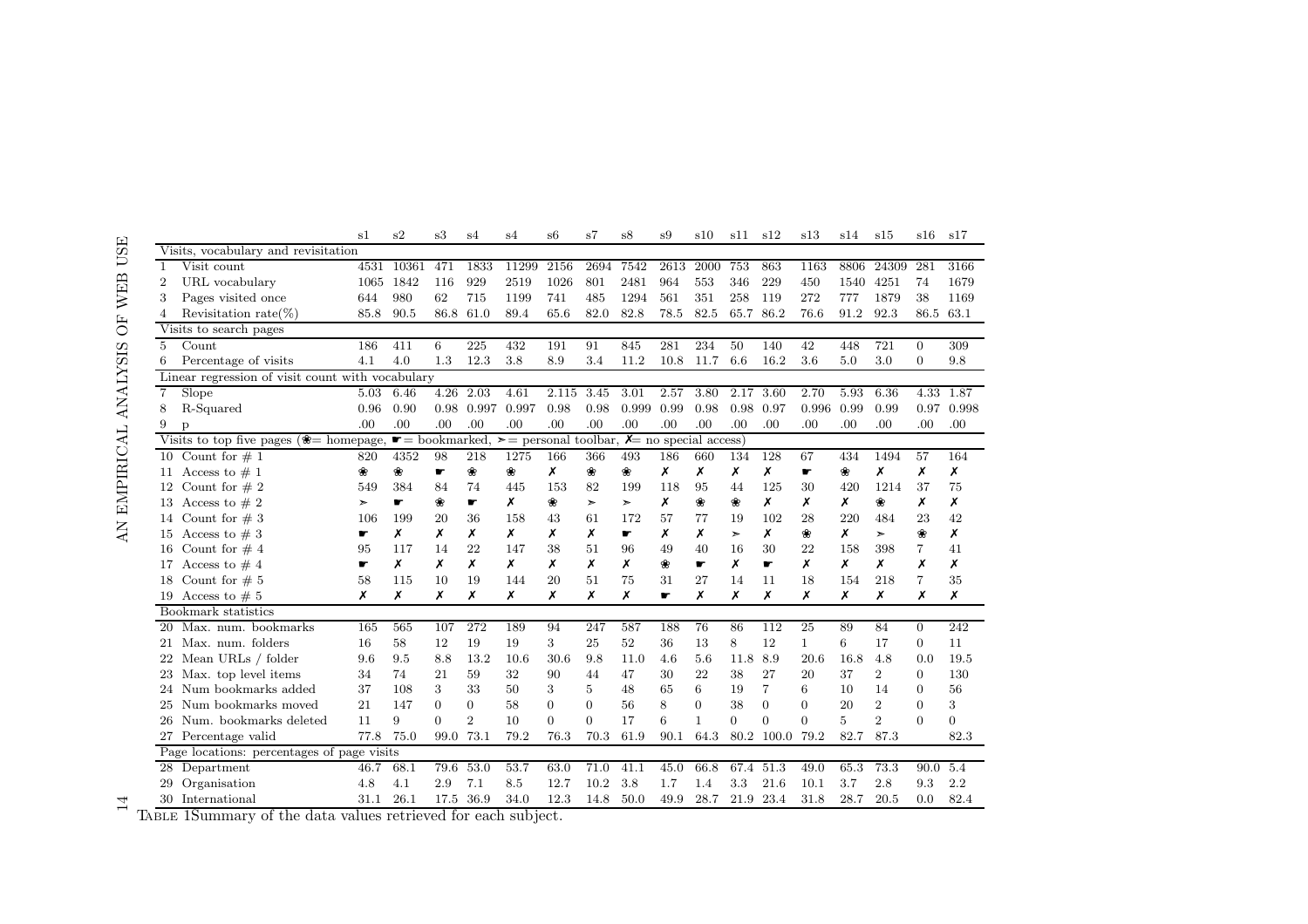| | | s1 | s2 | s3 | s4 | s4 | s6 | s7 | s8 | s9 | s10 | s11 | s12 | s13 | s14 | s15 | s16 | s17 |
|---|---|---|---|---|---|---|---|---|---|---|---|---|---|---|---|---|---|---|
| Visits, vocabulary and revisitation | | | | | | | | | | | | | | | | | | |
| 1 | Visit count | 4531 | 10361 | 471 | 1833 | 11299 | 2156 | 2694 | 7542 | 2613 | 2000 | 753 | 863 | 1163 | 8806 | 24309 | 281 | 3166 |
| 2 | URL vocabulary | 1065 | 1842 | 116 | 929 | 2519 | 1026 | 801 | 2481 | 964 | 553 | 346 | 229 | 450 | 1540 | 4251 | 74 | 1679 |
| 3 | Pages visited once | 644 | 980 | 62 | 715 | 1199 | 741 | 485 | 1294 | 561 | 351 | 258 | 119 | 272 | 777 | 1879 | 38 | 1169 |
| 4 | Revisitation rate(%) | 85.8 | 90.5 | 86.8 | 61.0 | 89.4 | 65.6 | 82.0 | 82.8 | 78.5 | 82.5 | 65.7 | 86.2 | 76.6 | 91.2 | 92.3 | 86.5 | 63.1 |
| Visits to search pages | | | | | | | | | | | | | | | | | | |
| 5 | Count | 186 | 411 | 6 | 225 | 432 | 191 | 91 | 845 | 281 | 234 | 50 | 140 | 42 | 448 | 721 | 0 | 309 |
| 6 | Percentage of visits | 4.1 | 4.0 | 1.3 | 12.3 | 3.8 | 8.9 | 3.4 | 11.2 | 10.8 | 11.7 | 6.6 | 16.2 | 3.6 | 5.0 | 3.0 | 0 | 9.8 |
| Linear regression of visit count with vocabulary | | | | | | | | | | | | | | | | | | |
| 7 | Slope | 5.03 | 6.46 | 4.26 | 2.03 | 4.61 | 2.115 | 3.45 | 3.01 | 2.57 | 3.80 | 2.17 | 3.60 | 2.70 | 5.93 | 6.36 | 4.33 | 1.87 |
| 8 | R-Squared | 0.96 | 0.90 | 0.98 | 0.997 | 0.997 | 0.98 | 0.98 | 0.999 | 0.99 | 0.98 | 0.98 | 0.97 | 0.996 | 0.99 | 0.99 | 0.97 | 0.998 |
| 9 | p | .00 | .00 | .00 | .00 | .00 | .00 | .00 | .00 | .00 | .00 | .00 | .00 | .00 | .00 | .00 | .00 | .00 |
| Visits to top five pages (❀= homepage, ☛= bookmarked, ➢= personal toolbar, ✗= no special access) | | | | | | | | | | | | | | | | | | |
| 10 | Count for # 1 | 820 | 4352 | 98 | 218 | 1275 | 166 | 366 | 493 | 186 | 660 | 134 | 128 | 67 | 434 | 1494 | 57 | 164 |
| 11 | Access to # 1 | ❀ | ❀ | ☛ | ❀ | ❀ | ✗ | ❀ | ❀ | ✗ | ✗ | ✗ | ✗ | ☛ | ❀ | ✗ | ✗ | ✗ |
| 12 | Count for # 2 | 549 | 384 | 84 | 74 | 445 | 153 | 82 | 199 | 118 | 95 | 44 | 125 | 30 | 420 | 1214 | 37 | 75 |
| 13 | Access to # 2 | ➢ | ☛ | ❀ | ☛ | ✗ | ❀ | ➢ | ➢ | ✗ | ❀ | ❀ | ✗ | ✗ | ✗ | ❀ | ✗ | ✗ |
| 14 | Count for # 3 | 106 | 199 | 20 | 36 | 158 | 43 | 61 | 172 | 57 | 77 | 19 | 102 | 28 | 220 | 484 | 23 | 42 |
| 15 | Access to # 3 | ☛ | ✗ | ✗ | ✗ | ✗ | ✗ | ✗ | ☛ | ✗ | ✗ | ➢ | ✗ | ❀ | ✗ | ➢ | ❀ | ✗ |
| 16 | Count for # 4 | 95 | 117 | 14 | 22 | 147 | 38 | 51 | 96 | 49 | 40 | 16 | 30 | 22 | 158 | 398 | 7 | 41 |
| 17 | Access to # 4 | ☛ | ✗ | ✗ | ✗ | ✗ | ✗ | ✗ | ✗ | ❀ | ☛ | ✗ | ☛ | ✗ | ✗ | ✗ | ✗ | ✗ |
| 18 | Count for # 5 | 58 | 115 | 10 | 19 | 144 | 20 | 51 | 75 | 31 | 27 | 14 | 11 | 18 | 154 | 218 | 7 | 35 |
| 19 | Access to # 5 | ✗ | ✗ | ✗ | ✗ | ✗ | ✗ | ✗ | ✗ | ☛ | ✗ | ✗ | ✗ | ✗ | ✗ | ✗ | ✗ | ✗ |
| Bookmark statistics | | | | | | | | | | | | | | | | | | |
| 20 | Max. num. bookmarks | 165 | 565 | 107 | 272 | 189 | 94 | 247 | 587 | 188 | 76 | 86 | 112 | 25 | 89 | 84 | 0 | 242 |
| 21 | Max. num. folders | 16 | 58 | 12 | 19 | 19 | 3 | 25 | 52 | 36 | 13 | 8 | 12 | 1 | 6 | 17 | 0 | 11 |
| 22 | Mean URLs / folder | 9.6 | 9.5 | 8.8 | 13.2 | 10.6 | 30.6 | 9.8 | 11.0 | 4.6 | 5.6 | 11.8 | 8.9 | 20.6 | 16.8 | 4.8 | 0.0 | 19.5 |
| 23 | Max. top level items | 34 | 74 | 21 | 59 | 32 | 90 | 44 | 47 | 30 | 22 | 38 | 27 | 20 | 37 | 2 | 0 | 130 |
| 24 | Num bookmarks added | 37 | 108 | 3 | 33 | 50 | 3 | 5 | 48 | 65 | 6 | 19 | 7 | 6 | 10 | 14 | 0 | 56 |
| 25 | Num bookmarks moved | 21 | 147 | 0 | 0 | 58 | 0 | 0 | 56 | 8 | 0 | 38 | 0 | 0 | 20 | 2 | 0 | 3 |
| 26 | Num. bookmarks deleted | 11 | 9 | 0 | 2 | 10 | 0 | 0 | 17 | 6 | 1 | 0 | 0 | 0 | 5 | 2 | 0 | 0 |
| 27 | Percentage valid | 77.8 | 75.0 | 99.0 | 73.1 | 79.2 | 76.3 | 70.3 | 61.9 | 90.1 | 64.3 | 80.2 | 100.0 | 79.2 | 82.7 | 87.3 | | 82.3 |
| Page locations: percentages of page visits | | | | | | | | | | | | | | | | | | |
| 28 | Department | 46.7 | 68.1 | 79.6 | 53.0 | 53.7 | 63.0 | 71.0 | 41.1 | 45.0 | 66.8 | 67.4 | 51.3 | 49.0 | 65.3 | 73.3 | 90.0 | 5.4 |
| 29 | Organisation | 4.8 | 4.1 | 2.9 | 7.1 | 8.5 | 12.7 | 10.2 | 3.8 | 1.7 | 1.4 | 3.3 | 21.6 | 10.1 | 3.7 | 2.8 | 9.3 | 2.2 |
| 30 | International | 31.1 | 26.1 | 17.5 | 36.9 | 34.0 | 12.3 | 14.8 | 50.0 | 49.9 | 28.7 | 21.9 | 23.4 | 31.8 | 28.7 | 20.5 | 0.0 | 82.4 |

Table 1Summary of the data values retrieved for each subject.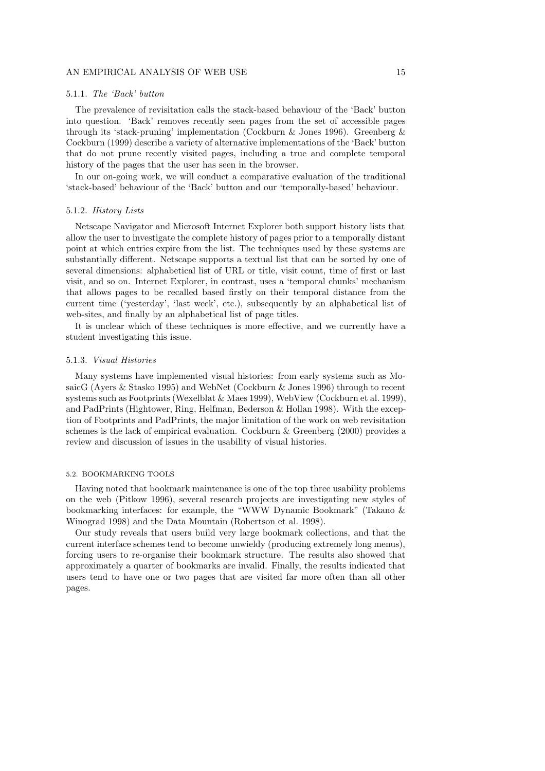#### 5.1.1. *The 'Back' button*

The prevalence of revisitation calls the stack-based behaviour of the 'Back' button into question. 'Back' removes recently seen pages from the set of accessible pages through its 'stack-pruning' implementation (Cockburn & Jones 1996). Greenberg & Cockburn (1999) describe a variety of alternative implementations of the 'Back' button that do not prune recently visited pages, including a true and complete temporal history of the pages that the user has seen in the browser.

In our on-going work, we will conduct a comparative evaluation of the traditional 'stack-based' behaviour of the 'Back' button and our 'temporally-based' behaviour.

#### 5.1.2. *History Lists*

Netscape Navigator and Microsoft Internet Explorer both support history lists that allow the user to investigate the complete history of pages prior to a temporally distant point at which entries expire from the list. The techniques used by these systems are substantially different. Netscape supports a textual list that can be sorted by one of several dimensions: alphabetical list of URL or title, visit count, time of first or last visit, and so on. Internet Explorer, in contrast, uses a 'temporal chunks' mechanism that allows pages to be recalled based firstly on their temporal distance from the current time ('yesterday', 'last week', etc.), subsequently by an alphabetical list of web-sites, and finally by an alphabetical list of page titles.

It is unclear which of these techniques is more effective, and we currently have a student investigating this issue.

#### 5.1.3. *Visual Histories*

Many systems have implemented visual histories: from early systems such as MosaicG (Ayers & Stasko 1995) and WebNet (Cockburn & Jones 1996) through to recent systems such as Footprints (Wexelblat & Maes 1999), WebView (Cockburn et al. 1999), and PadPrints (Hightower, Ring, Helfman, Bederson & Hollan 1998). With the exception of Footprints and PadPrints, the major limitation of the work on web revisitation schemes is the lack of empirical evaluation. Cockburn & Greenberg (2000) provides a review and discussion of issues in the usability of visual histories.

### 5.2. BOOKMARKING TOOLS

Having noted that bookmark maintenance is one of the top three usability problems on the web (Pitkow 1996), several research projects are investigating new styles of bookmarking interfaces: for example, the "WWW Dynamic Bookmark" (Takano & Winograd 1998) and the Data Mountain (Robertson et al. 1998).

Our study reveals that users build very large bookmark collections, and that the current interface schemes tend to become unwieldy (producing extremely long menus), forcing users to re-organise their bookmark structure. The results also showed that approximately a quarter of bookmarks are invalid. Finally, the results indicated that users tend to have one or two pages that are visited far more often than all other pages.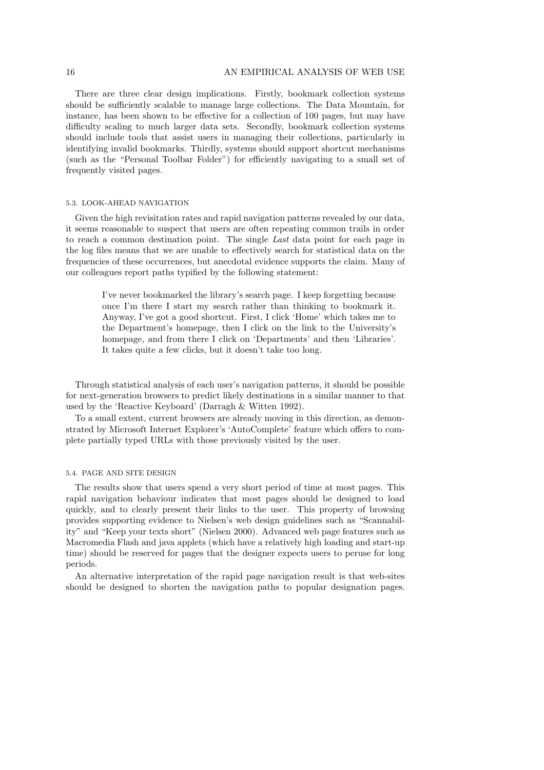There are three clear design implications. Firstly, bookmark collection systems should be sufficiently scalable to manage large collections. The Data Mountain, for instance, has been shown to be effective for a collection of 100 pages, but may have difficulty scaling to much larger data sets. Secondly, bookmark collection systems should include tools that assist users in managing their collections, particularly in identifying invalid bookmarks. Thirdly, systems should support shortcut mechanisms (such as the "Personal Toolbar Folder") for efficiently navigating to a small set of frequently visited pages.

### 5.3. LOOK-AHEAD NAVIGATION

Given the high revisitation rates and rapid navigation patterns revealed by our data, it seems reasonable to suspect that users are often repeating common trails in order to reach a common destination point. The single *Last* data point for each page in the log files means that we are unable to effectively search for statistical data on the frequencies of these occurrences, but anecdotal evidence supports the claim. Many of our colleagues report paths typified by the following statement:

> I've never bookmarked the library's search page. I keep forgetting because once I'm there I start my search rather than thinking to bookmark it. Anyway, I've got a good shortcut. First, I click 'Home' which takes me to the Department's homepage, then I click on the link to the University's homepage, and from there I click on 'Departments' and then 'Libraries'. It takes quite a few clicks, but it doesn't take too long.

Through statistical analysis of each user's navigation patterns, it should be possible for next-generation browsers to predict likely destinations in a similar manner to that used by the 'Reactive Keyboard' (Darragh & Witten 1992).

To a small extent, current browsers are already moving in this direction, as demonstrated by Microsoft Internet Explorer's 'AutoComplete' feature which offers to complete partially typed URLs with those previously visited by the user.

### 5.4. PAGE AND SITE DESIGN

The results show that users spend a very short period of time at most pages. This rapid navigation behaviour indicates that most pages should be designed to load quickly, and to clearly present their links to the user. This property of browsing provides supporting evidence to Nielsen's web design guidelines such as "Scannability" and "Keep your texts short" (Nielsen 2000). Advanced web page features such as Macromedia Flash and java applets (which have a relatively high loading and start-up time) should be reserved for pages that the designer expects users to peruse for long periods.

An alternative interpretation of the rapid page navigation result is that web-sites should be designed to shorten the navigation paths to popular designation pages.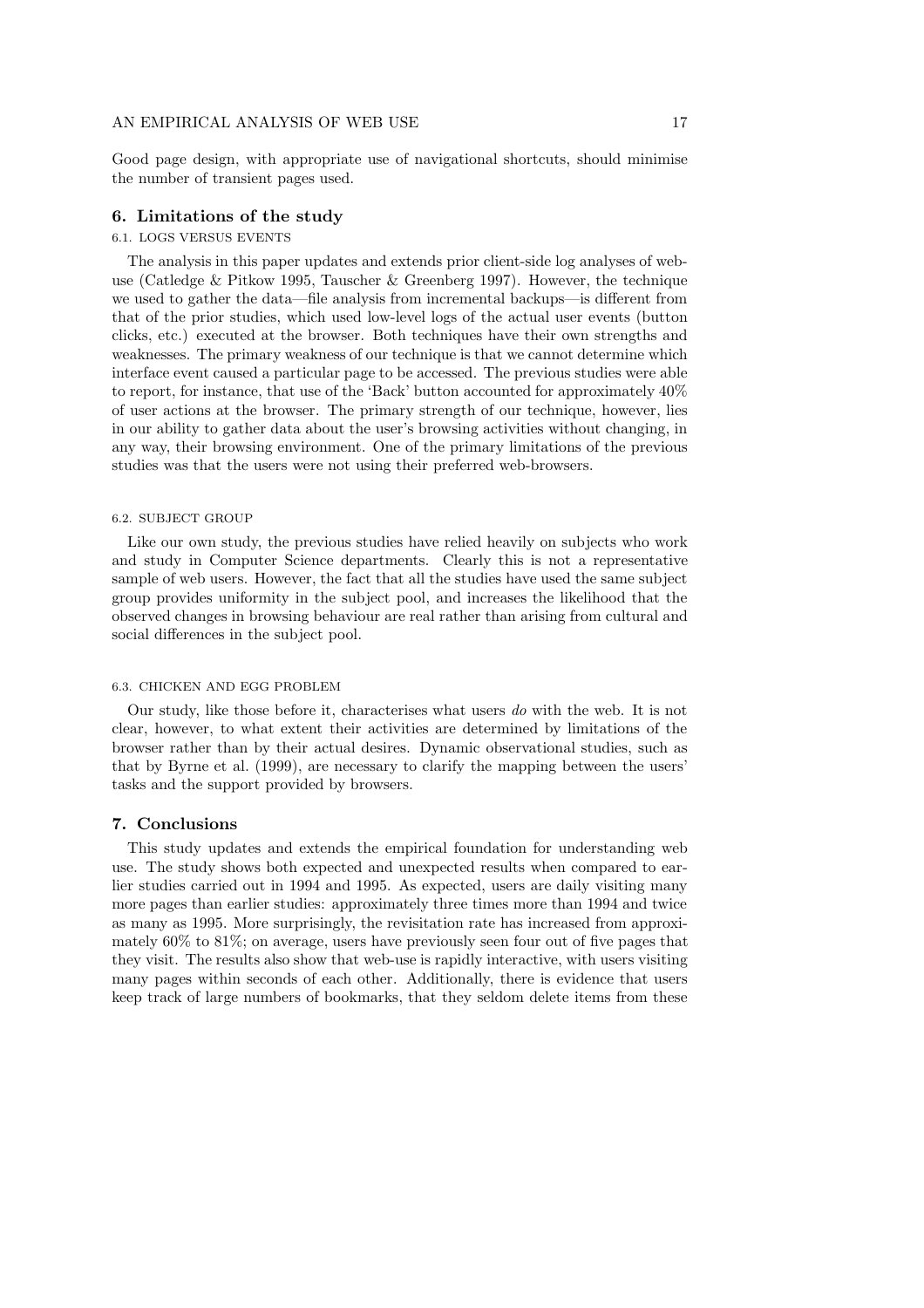Good page design, with appropriate use of navigational shortcuts, should minimise the number of transient pages used.

## 6. Limitations of the study

### 6.1. LOGS VERSUS EVENTS

The analysis in this paper updates and extends prior client-side log analyses of web-use (Catledge & Pitkow 1995, Tauscher & Greenberg 1997). However, the technique we used to gather the data—file analysis from incremental backups—is different from that of the prior studies, which used low-level logs of the actual user events (button clicks, etc.) executed at the browser. Both techniques have their own strengths and weaknesses. The primary weakness of our technique is that we cannot determine which interface event caused a particular page to be accessed. The previous studies were able to report, for instance, that use of the 'Back' button accounted for approximately 40% of user actions at the browser. The primary strength of our technique, however, lies in our ability to gather data about the user's browsing activities without changing, in any way, their browsing environment. One of the primary limitations of the previous studies was that the users were not using their preferred web-browsers.

### 6.2. SUBJECT GROUP

Like our own study, the previous studies have relied heavily on subjects who work and study in Computer Science departments. Clearly this is not a representative sample of web users. However, the fact that all the studies have used the same subject group provides uniformity in the subject pool, and increases the likelihood that the observed changes in browsing behaviour are real rather than arising from cultural and social differences in the subject pool.

### 6.3. CHICKEN AND EGG PROBLEM

Our study, like those before it, characterises what users *do* with the web. It is not clear, however, to what extent their activities are determined by limitations of the browser rather than by their actual desires. Dynamic observational studies, such as that by Byrne et al. (1999), are necessary to clarify the mapping between the users' tasks and the support provided by browsers.

## 7. Conclusions

This study updates and extends the empirical foundation for understanding web use. The study shows both expected and unexpected results when compared to earlier studies carried out in 1994 and 1995. As expected, users are daily visiting many more pages than earlier studies: approximately three times more than 1994 and twice as many as 1995. More surprisingly, the revisitation rate has increased from approximately 60% to 81%; on average, users have previously seen four out of five pages that they visit. The results also show that web-use is rapidly interactive, with users visiting many pages within seconds of each other. Additionally, there is evidence that users keep track of large numbers of bookmarks, that they seldom delete items from these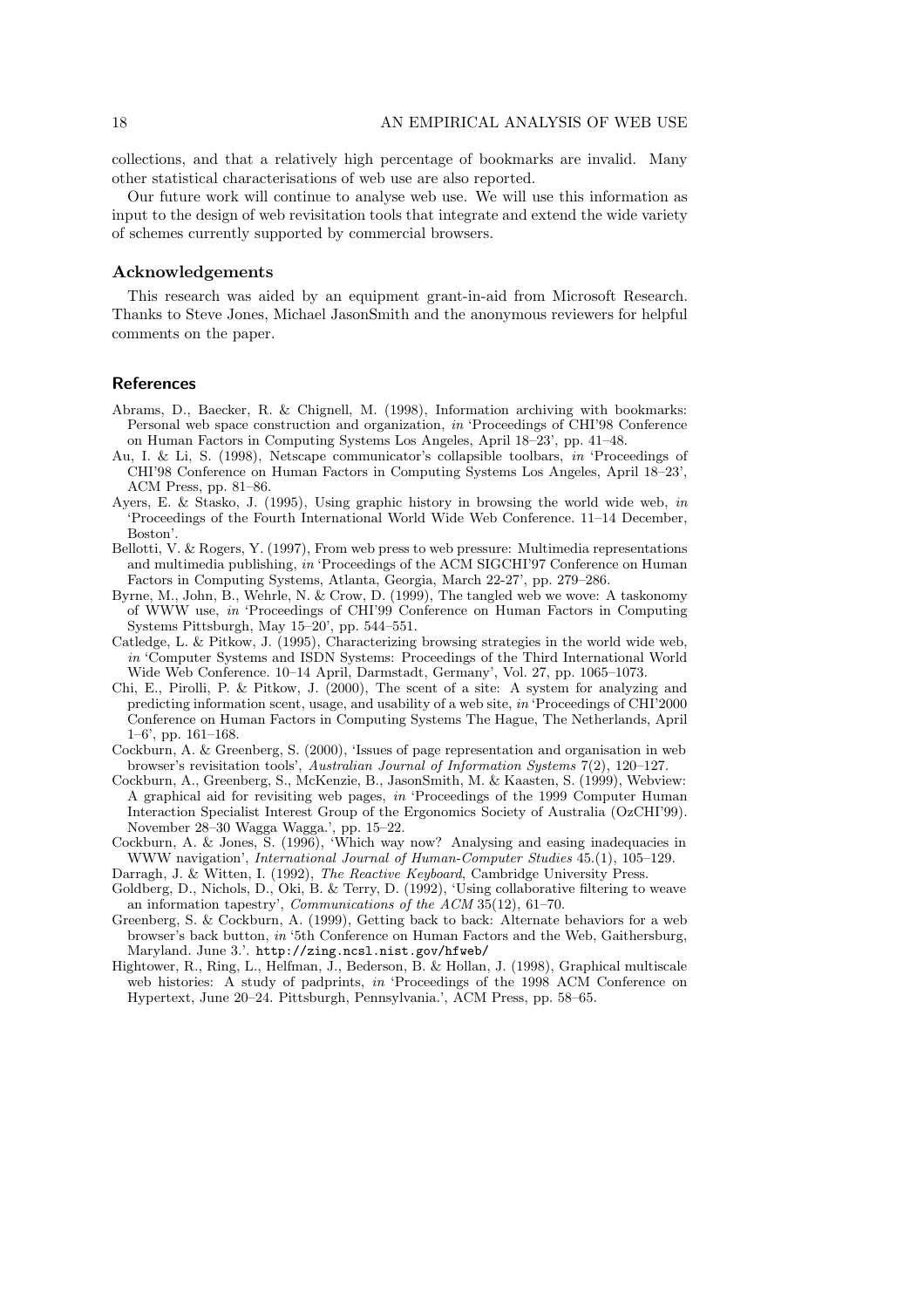collections, and that a relatively high percentage of bookmarks are invalid. Many other statistical characterisations of web use are also reported.

Our future work will continue to analyse web use. We will use this information as input to the design of web revisitation tools that integrate and extend the wide variety of schemes currently supported by commercial browsers.

### Acknowledgements

This research was aided by an equipment grant-in-aid from Microsoft Research. Thanks to Steve Jones, Michael JasonSmith and the anonymous reviewers for helpful comments on the paper.

## References

Abrams, D., Baecker, R. & Chignell, M. (1998), Information archiving with bookmarks: Personal web space construction and organization, *in* 'Proceedings of CHI'98 Conference on Human Factors in Computing Systems Los Angeles, April 18–23', pp. 41–48.

Au, I. & Li, S. (1998), Netscape communicator's collapsible toolbars, *in* 'Proceedings of CHI'98 Conference on Human Factors in Computing Systems Los Angeles, April 18–23', ACM Press, pp. 81–86.

Ayers, E. & Stasko, J. (1995), Using graphic history in browsing the world wide web, *in* 'Proceedings of the Fourth International World Wide Web Conference. 11–14 December, Boston'.

Bellotti, V. & Rogers, Y. (1997), From web press to web pressure: Multimedia representations and multimedia publishing, *in* 'Proceedings of the ACM SIGCHI'97 Conference on Human Factors in Computing Systems, Atlanta, Georgia, March 22-27', pp. 279–286.

Byrne, M., John, B., Wehrle, N. & Crow, D. (1999), The tangled web we wove: A taskonomy of WWW use, *in* 'Proceedings of CHI'99 Conference on Human Factors in Computing Systems Pittsburgh, May 15–20', pp. 544–551.

Catledge, L. & Pitkow, J. (1995), Characterizing browsing strategies in the world wide web, *in* 'Computer Systems and ISDN Systems: Proceedings of the Third International World Wide Web Conference. 10–14 April, Darmstadt, Germany', Vol. 27, pp. 1065–1073.

Chi, E., Pirolli, P. & Pitkow, J. (2000), The scent of a site: A system for analyzing and predicting information scent, usage, and usability of a web site, *in* 'Proceedings of CHI'2000 Conference on Human Factors in Computing Systems The Hague, The Netherlands, April 1–6', pp. 161–168.

Cockburn, A. & Greenberg, S. (2000), 'Issues of page representation and organisation in web browser's revisitation tools', *Australian Journal of Information Systems* 7(2), 120–127.

Cockburn, A., Greenberg, S., McKenzie, B., JasonSmith, M. & Kaasten, S. (1999), Webview: A graphical aid for revisiting web pages, *in* 'Proceedings of the 1999 Computer Human Interaction Specialist Interest Group of the Ergonomics Society of Australia (OzCHI'99). November 28–30 Wagga Wagga.', pp. 15–22.

Cockburn, A. & Jones, S. (1996), 'Which way now? Analysing and easing inadequacies in WWW navigation', *International Journal of Human-Computer Studies* 45.(1), 105–129.

Darragh, J. & Witten, I. (1992), *The Reactive Keyboard*, Cambridge University Press.

Goldberg, D., Nichols, D., Oki, B. & Terry, D. (1992), 'Using collaborative filtering to weave an information tapestry', *Communications of the ACM* 35(12), 61–70.

Greenberg, S. & Cockburn, A. (1999), Getting back to back: Alternate behaviors for a web browser's back button, *in* '5th Conference on Human Factors and the Web, Gaithersburg, Maryland. June 3.'. `http://zing.ncsl.nist.gov/hfweb/`

Hightower, R., Ring, L., Helfman, J., Bederson, B. & Hollan, J. (1998), Graphical multiscale web histories: A study of padprints, *in* 'Proceedings of the 1998 ACM Conference on Hypertext, June 20–24. Pittsburgh, Pennsylvania.', ACM Press, pp. 58–65.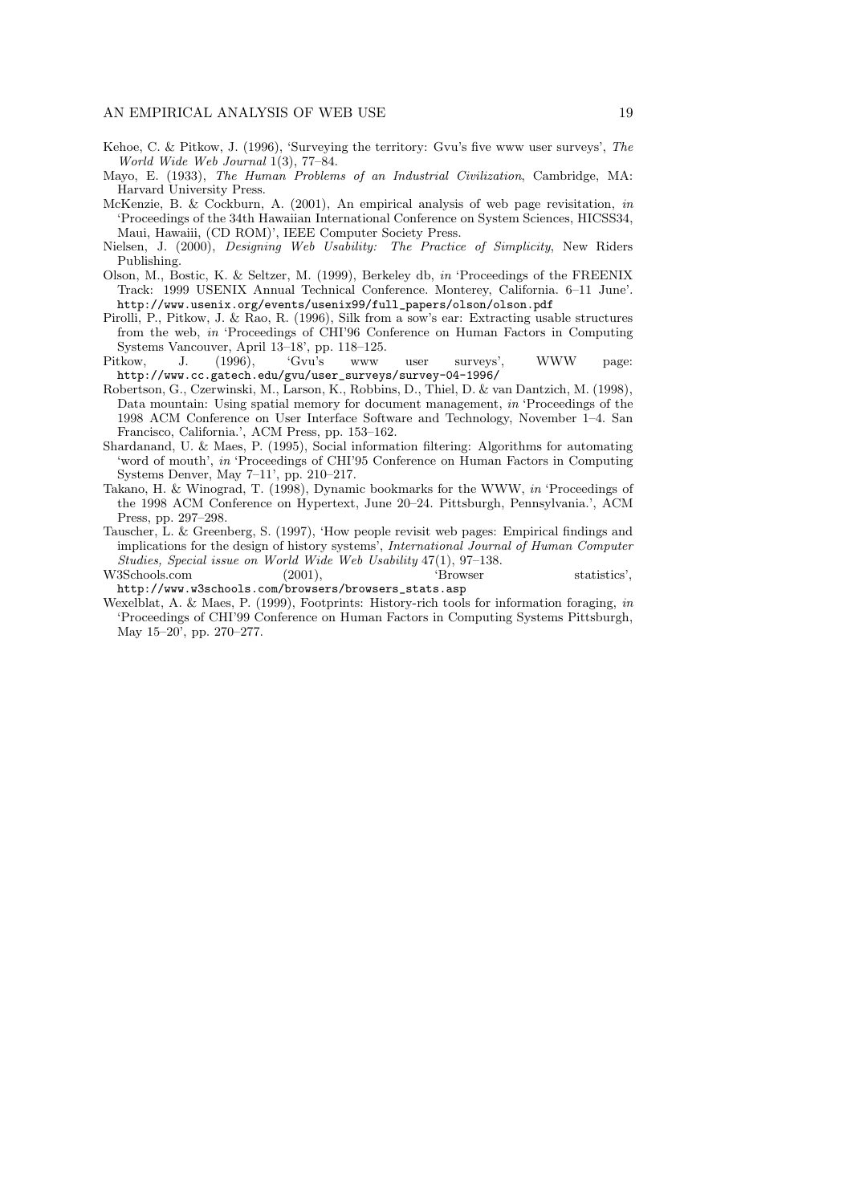Kehoe, C. & Pitkow, J. (1996), 'Surveying the territory: Gvu's five www user surveys', *The World Wide Web Journal* 1(3), 77–84.

Mayo, E. (1933), *The Human Problems of an Industrial Civilization*, Cambridge, MA: Harvard University Press.

McKenzie, B. & Cockburn, A. (2001), An empirical analysis of web page revisitation, *in* 'Proceedings of the 34th Hawaiian International Conference on System Sciences, HICSS34, Maui, Hawaiii, (CD ROM)', IEEE Computer Society Press.

Nielsen, J. (2000), *Designing Web Usability: The Practice of Simplicity*, New Riders Publishing.

Olson, M., Bostic, K. & Seltzer, M. (1999), Berkeley db, *in* 'Proceedings of the FREENIX Track: 1999 USENIX Annual Technical Conference. Monterey, California. 6–11 June'. http://www.usenix.org/events/usenix99/full_papers/olson/olson.pdf

Pirolli, P., Pitkow, J. & Rao, R. (1996), Silk from a sow's ear: Extracting usable structures from the web, *in* 'Proceedings of CHI'96 Conference on Human Factors in Computing Systems Vancouver, April 13–18', pp. 118–125.

Pitkow, J. (1996), 'Gvu's www user surveys', WWW page: http://www.cc.gatech.edu/gvu/user_surveys/survey-04-1996/

Robertson, G., Czerwinski, M., Larson, K., Robbins, D., Thiel, D. & van Dantzich, M. (1998), Data mountain: Using spatial memory for document management, *in* 'Proceedings of the 1998 ACM Conference on User Interface Software and Technology, November 1–4. San Francisco, California.', ACM Press, pp. 153–162.

Shardanand, U. & Maes, P. (1995), Social information filtering: Algorithms for automating 'word of mouth', *in* 'Proceedings of CHI'95 Conference on Human Factors in Computing Systems Denver, May 7–11', pp. 210–217.

Takano, H. & Winograd, T. (1998), Dynamic bookmarks for the WWW, *in* 'Proceedings of the 1998 ACM Conference on Hypertext, June 20–24. Pittsburgh, Pennsylvania.', ACM Press, pp. 297–298.

Tauscher, L. & Greenberg, S. (1997), 'How people revisit web pages: Empirical findings and implications for the design of history systems', *International Journal of Human Computer Studies, Special issue on World Wide Web Usability* 47(1), 97–138.

W3Schools.com (2001), 'Browser statistics', http://www.w3schools.com/browsers/browsers_stats.asp

Wexelblat, A. & Maes, P. (1999), Footprints: History-rich tools for information foraging, *in* 'Proceedings of CHI'99 Conference on Human Factors in Computing Systems Pittsburgh, May 15–20', pp. 270–277.